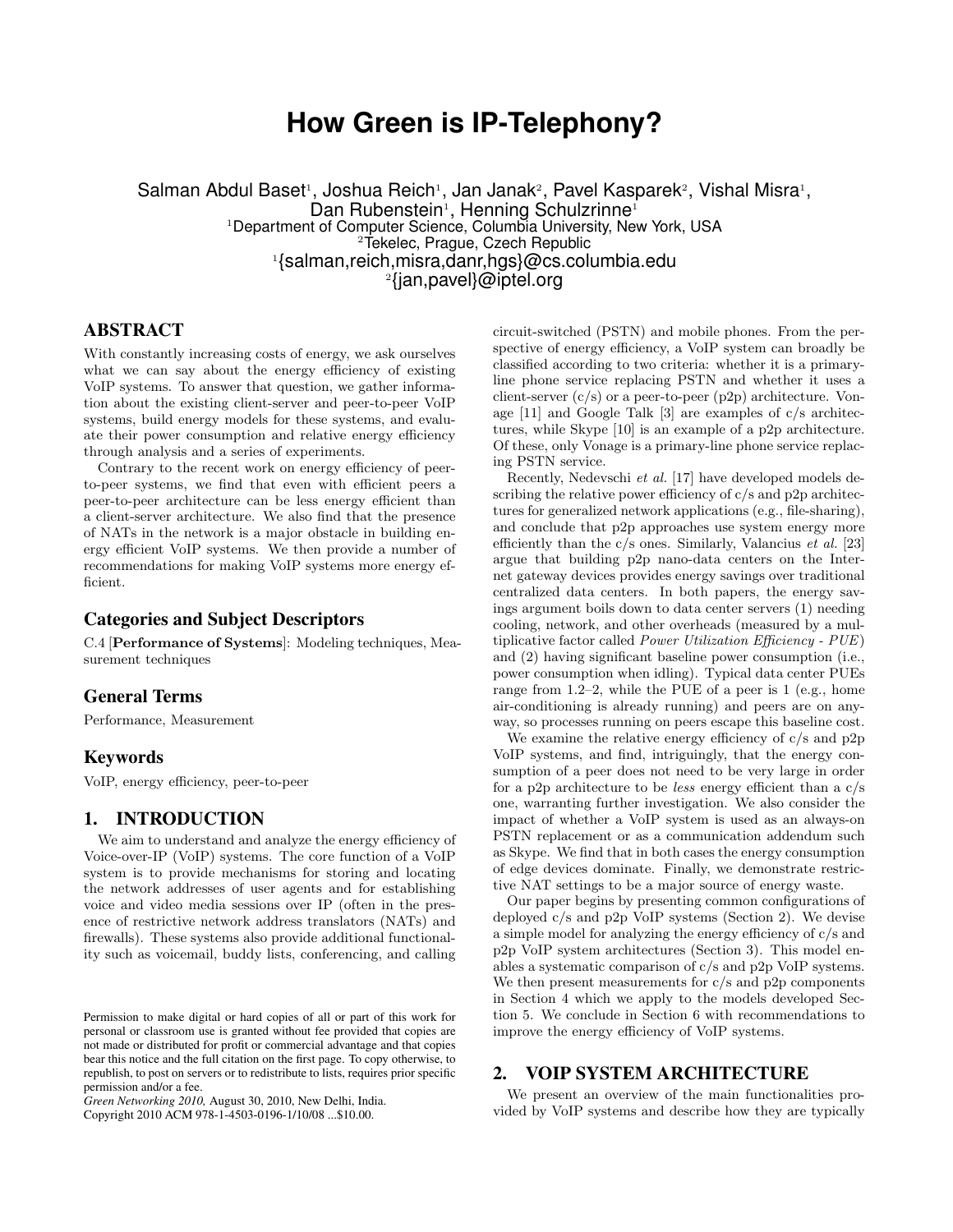# How Green is IP-Telephony?

Salman Abdul Baset[1], Joshua Reich[1], Jan Janak[2], Pavel Kasparek[2], Vishal Misra[1], Dan Rubenstein[1], Henning Schulzrinne[1]

[1]Department of Computer Science, Columbia University, New York, USA

[2]Tekelec, Prague, Czech Republic

[1]{salman,reich,misra,danr,hgs}@cs.columbia.edu

[2]{jan,pavel}@iptel.org

## ABSTRACT

With constantly increasing costs of energy, we ask ourselves what we can say about the energy efficiency of existing VoIP systems. To answer that question, we gather information about the existing client-server and peer-to-peer VoIP systems, build energy models for these systems, and evaluate their power consumption and relative energy efficiency through analysis and a series of experiments.

Contrary to the recent work on energy efficiency of peer-to-peer systems, we find that even with efficient peers a peer-to-peer architecture can be less energy efficient than a client-server architecture. We also find that the presence of NATs in the network is a major obstacle in building energy efficient VoIP systems. We then provide a number of recommendations for making VoIP systems more energy efficient.

### Categories and Subject Descriptors

C.4 [**Performance of Systems**]: Modeling techniques, Measurement techniques

### General Terms

Performance, Measurement

### Keywords

VoIP, energy efficiency, peer-to-peer

## 1. INTRODUCTION

We aim to understand and analyze the energy efficiency of Voice-over-IP (VoIP) systems. The core function of a VoIP system is to provide mechanisms for storing and locating the network addresses of user agents and for establishing voice and video media sessions over IP (often in the presence of restrictive network address translators (NATs) and firewalls). These systems also provide additional functionality such as voicemail, buddy lists, conferencing, and calling circuit-switched (PSTN) and mobile phones. From the perspective of energy efficiency, a VoIP system can broadly be classified according to two criteria: whether it is a primary-line phone service replacing PSTN and whether it uses a client-server (c/s) or a peer-to-peer (p2p) architecture. Vonage [11] and Google Talk [3] are examples of c/s architectures, while Skype [10] is an example of a p2p architecture. Of these, only Vonage is a primary-line phone service replacing PSTN service.

Recently, Nedevschi *et al.* [17] have developed models describing the relative power efficiency of c/s and p2p architectures for generalized network applications (e.g., file-sharing), and conclude that p2p approaches use system energy more efficiently than the c/s ones. Similarly, Valancius *et al.* [23] argue that building p2p nano-data centers on the Internet gateway devices provides energy savings over traditional centralized data centers. In both papers, the energy savings argument boils down to data center servers (1) needing cooling, network, and other overheads (measured by a multiplicative factor called *Power Utilization Efficiency - PUE*) and (2) having significant baseline power consumption (i.e., power consumption when idling). Typical data center PUEs range from 1.2–2, while the PUE of a peer is 1 (e.g., home air-conditioning is already running) and peers are on anyway, so processes running on peers escape this baseline cost.

We examine the relative energy efficiency of c/s and p2p VoIP systems, and find, intriguingly, that the energy consumption of a peer does not need to be very large in order for a p2p architecture to be *less* energy efficient than a c/s one, warranting further investigation. We also consider the impact of whether a VoIP system is used as an always-on PSTN replacement or as a communication addendum such as Skype. We find that in both cases the energy consumption of edge devices dominate. Finally, we demonstrate restrictive NAT settings to be a major source of energy waste.

Our paper begins by presenting common configurations of deployed c/s and p2p VoIP systems (Section 2). We devise a simple model for analyzing the energy efficiency of c/s and p2p VoIP system architectures (Section 3). This model enables a systematic comparison of c/s and p2p VoIP systems. We then present measurements for c/s and p2p components in Section 4 which we apply to the models developed Section 5. We conclude in Section 6 with recommendations to improve the energy efficiency of VoIP systems.

## 2. VOIP SYSTEM ARCHITECTURE

We present an overview of the main functionalities provided by VoIP systems and describe how they are typically

Permission to make digital or hard copies of all or part of this work for personal or classroom use is granted without fee provided that copies are not made or distributed for profit or commercial advantage and that copies bear this notice and the full citation on the first page. To copy otherwise, to republish, to post on servers or to redistribute to lists, requires prior specific permission and/or a fee.

*Green Networking 2010,* August 30, 2010, New Delhi, India.
Copyright 2010 ACM 978-1-4503-0196-1/10/08 ...$10.00.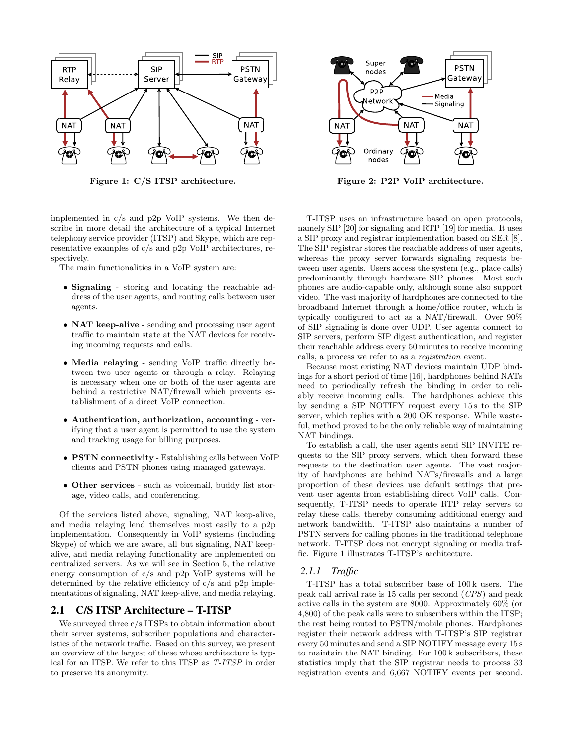Figure 1: C/S ITSP architecture.

Figure 2: P2P VoIP architecture.

implemented in c/s and p2p VoIP systems. We then describe in more detail the architecture of a typical Internet telephony service provider (ITSP) and Skype, which are representative examples of c/s and p2p VoIP architectures, respectively.

The main functionalities in a VoIP system are:

- **Signaling** - storing and locating the reachable address of the user agents, and routing calls between user agents.
- **NAT keep-alive** - sending and processing user agent traffic to maintain state at the NAT devices for receiving incoming requests and calls.
- **Media relaying** - sending VoIP traffic directly between two user agents or through a relay. Relaying is necessary when one or both of the user agents are behind a restrictive NAT/firewall which prevents establishment of a direct VoIP connection.
- **Authentication, authorization, accounting** - verifying that a user agent is permitted to use the system and tracking usage for billing purposes.
- **PSTN connectivity** - Establishing calls between VoIP clients and PSTN phones using managed gateways.
- **Other services** - such as voicemail, buddy list storage, video calls, and conferencing.

Of the services listed above, signaling, NAT keep-alive, and media relaying lend themselves most easily to a p2p implementation. Consequently in VoIP systems (including Skype) of which we are aware, all but signaling, NAT keep-alive, and media relaying functionality are implemented on centralized servers. As we will see in Section 5, the relative energy consumption of c/s and p2p VoIP systems will be determined by the relative efficiency of c/s and p2p implementations of signaling, NAT keep-alive, and media relaying.

## 2.1 C/S ITSP Architecture – T-ITSP

We surveyed three c/s ITSPs to obtain information about their server systems, subscriber populations and characteristics of the network traffic. Based on this survey, we present an overview of the largest of these whose architecture is typical for an ITSP. We refer to this ITSP as *T-ITSP* in order to preserve its anonymity.

T-ITSP uses an infrastructure based on open protocols, namely SIP [20] for signaling and RTP [19] for media. It uses a SIP proxy and registrar implementation based on SER [8]. The SIP registrar stores the reachable address of user agents, whereas the proxy server forwards signaling requests between user agents. Users access the system (e.g., place calls) predominantly through hardware SIP phones. Most such phones are audio-capable only, although some also support video. The vast majority of hardphones are connected to the broadband Internet through a home/office router, which is typically configured to act as a NAT/firewall. Over 90% of SIP signaling is done over UDP. User agents connect to SIP servers, perform SIP digest authentication, and register their reachable address every 50 minutes to receive incoming calls, a process we refer to as a *registration* event.

Because most existing NAT devices maintain UDP bindings for a short period of time [16], hardphones behind NATs need to periodically refresh the binding in order to reliably receive incoming calls. The hardphones achieve this by sending a SIP NOTIFY request every 15 s to the SIP server, which replies with a 200 OK response. While wasteful, method proved to be the only reliable way of maintaining NAT bindings.

To establish a call, the user agents send SIP INVITE requests to the SIP proxy servers, which then forward these requests to the destination user agents. The vast majority of hardphones are behind NATs/firewalls and a large proportion of these devices use default settings that prevent user agents from establishing direct VoIP calls. Consequently, T-ITSP needs to operate RTP relay servers to relay these calls, thereby consuming additional energy and network bandwidth. T-ITSP also maintains a number of PSTN servers for calling phones in the traditional telephone network. T-ITSP does not encrypt signaling or media traffic. Figure 1 illustrates T-ITSP's architecture.

### 2.1.1 *Traffic*

T-ITSP has a total subscriber base of 100 k users. The peak call arrival rate is 15 calls per second (*CPS*) and peak active calls in the system are 8000. Approximately 60% (or 4,800) of the peak calls were to subscribers within the ITSP; the rest being routed to PSTN/mobile phones. Hardphones register their network address with T-ITSP's SIP registrar every 50 minutes and send a SIP NOTIFY message every 15 s to maintain the NAT binding. For 100 k subscribers, these statistics imply that the SIP registrar needs to process 33 registration events and 6,667 NOTIFY events per second.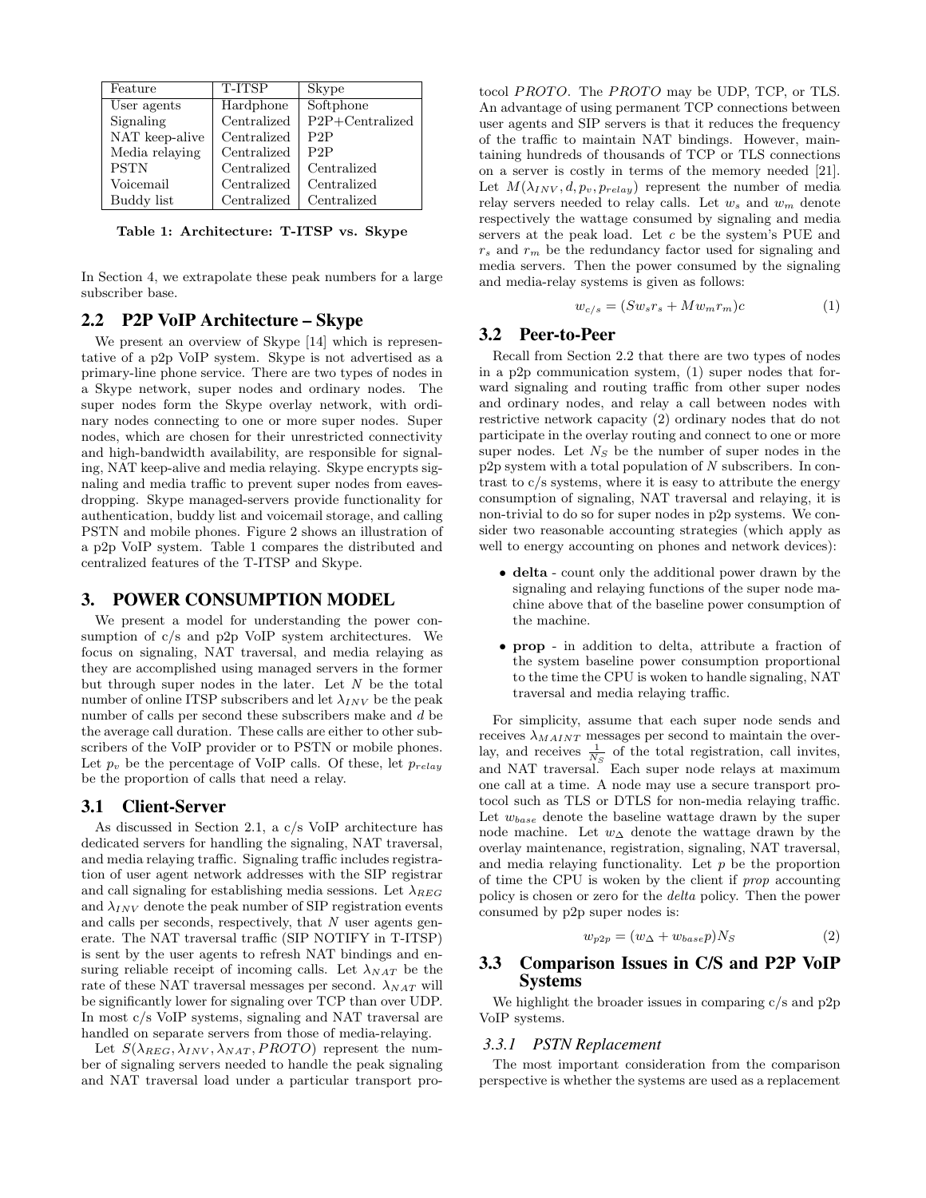| Feature | T-ITSP | Skype |
|---|---|---|
| User agents | Hardphone | Softphone |
| Signaling | Centralized | P2P+Centralized |
| NAT keep-alive | Centralized | P2P |
| Media relaying | Centralized | P2P |
| PSTN | Centralized | Centralized |
| Voicemail | Centralized | Centralized |
| Buddy list | Centralized | Centralized |

**Table 1: Architecture: T-ITSP vs. Skype**

In Section 4, we extrapolate these peak numbers for a large subscriber base.

## 2.2 P2P VoIP Architecture – Skype

We present an overview of Skype [14] which is representative of a p2p VoIP system. Skype is not advertised as a primary-line phone service. There are two types of nodes in a Skype network, super nodes and ordinary nodes. The super nodes form the Skype overlay network, with ordinary nodes connecting to one or more super nodes. Super nodes, which are chosen for their unrestricted connectivity and high-bandwidth availability, are responsible for signaling, NAT keep-alive and media relaying. Skype encrypts signaling and media traffic to prevent super nodes from eavesdropping. Skype managed-servers provide functionality for authentication, buddy list and voicemail storage, and calling PSTN and mobile phones. Figure 2 shows an illustration of a p2p VoIP system. Table 1 compares the distributed and centralized features of the T-ITSP and Skype.

# 3. POWER CONSUMPTION MODEL

We present a model for understanding the power consumption of c/s and p2p VoIP system architectures. We focus on signaling, NAT traversal, and media relaying as they are accomplished using managed servers in the former but through super nodes in the later. Let $N$ be the total number of online ITSP subscribers and let $\lambda_{INV}$ be the peak number of calls per second these subscribers make and $d$ be the average call duration. These calls are either to other subscribers of the VoIP provider or to PSTN or mobile phones. Let $p_v$ be the percentage of VoIP calls. Of these, let $p_{relay}$ be the proportion of calls that need a relay.

## 3.1 Client-Server

As discussed in Section 2.1, a c/s VoIP architecture has dedicated servers for handling the signaling, NAT traversal, and media relaying traffic. Signaling traffic includes registration of user agent network addresses with the SIP registrar and call signaling for establishing media sessions. Let $\lambda_{REG}$ and $\lambda_{INV}$ denote the peak number of SIP registration events and calls per seconds, respectively, that $N$ user agents generate. The NAT traversal traffic (SIP NOTIFY in T-ITSP) is sent by the user agents to refresh NAT bindings and ensuring reliable receipt of incoming calls. Let $\lambda_{NAT}$ be the rate of these NAT traversal messages per second. $\lambda_{NAT}$ will be significantly lower for signaling over TCP than over UDP. In most c/s VoIP systems, signaling and NAT traversal are handled on separate servers from those of media-relaying.

Let $S(\lambda_{REG}, \lambda_{INV}, \lambda_{NAT}, PROTO)$ represent the number of signaling servers needed to handle the peak signaling and NAT traversal load under a particular transport protocol $PROTO$. The $PROTO$ may be UDP, TCP, or TLS. An advantage of using permanent TCP connections between user agents and SIP servers is that it reduces the frequency of the traffic to maintain NAT bindings. However, maintaining hundreds of thousands of TCP or TLS connections on a server is costly in terms of the memory needed [21]. Let $M(\lambda_{INV}, d, p_v, p_{relay})$ represent the number of media relay servers needed to relay calls. Let $w_s$ and $w_m$ denote respectively the wattage consumed by signaling and media servers at the peak load. Let $c$ be the system's PUE and $r_s$ and $r_m$ be the redundancy factor used for signaling and media servers. Then the power consumed by the signaling and media-relay systems is given as follows:

$$w_{c/s} = (S w_s r_s + M w_m r_m)c \tag{1}$$

## 3.2 Peer-to-Peer

Recall from Section 2.2 that there are two types of nodes in a p2p communication system, (1) super nodes that forward signaling and routing traffic from other super nodes and ordinary nodes, and relay a call between nodes with restrictive network capacity (2) ordinary nodes that do not participate in the overlay routing and connect to one or more super nodes. Let $N_S$ be the number of super nodes in the p2p system with a total population of $N$ subscribers. In contrast to c/s systems, where it is easy to attribute the energy consumption of signaling, NAT traversal and relaying, it is non-trivial to do so for super nodes in p2p systems. We consider two reasonable accounting strategies (which apply as well to energy accounting on phones and network devices):

- **delta** - count only the additional power drawn by the signaling and relaying functions of the super node machine above that of the baseline power consumption of the machine.
- **prop** - in addition to delta, attribute a fraction of the system baseline power consumption proportional to the time the CPU is woken to handle signaling, NAT traversal and media relaying traffic.

For simplicity, assume that each super node sends and receives $\lambda_{MAINT}$ messages per second to maintain the overlay, and receives $\frac{1}{N_S}$ of the total registration, call invites, and NAT traversal. Each super node relays at maximum one call at a time. A node may use a secure transport protocol such as TLS or DTLS for non-media relaying traffic. Let $w_{base}$ denote the baseline wattage drawn by the super node machine. Let $w_\Delta$ denote the wattage drawn by the overlay maintenance, registration, signaling, NAT traversal, and media relaying functionality. Let $p$ be the proportion of time the CPU is woken by the client if *prop* accounting policy is chosen or zero for the *delta* policy. Then the power consumed by p2p super nodes is:

$$w_{p2p} = (w_\Delta + w_{base} p) N_S \tag{2}$$

## 3.3 Comparison Issues in C/S and P2P VoIP Systems

We highlight the broader issues in comparing c/s and p2p VoIP systems.

### 3.3.1 PSTN Replacement

The most important consideration from the comparison perspective is whether the systems are used as a replacement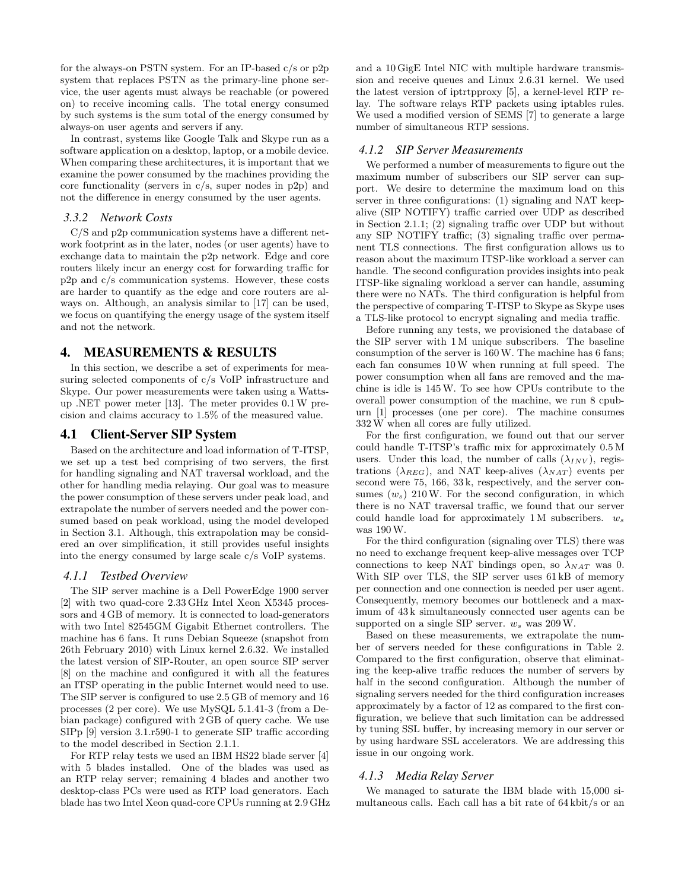for the always-on PSTN system. For an IP-based c/s or p2p system that replaces PSTN as the primary-line phone service, the user agents must always be reachable (or powered on) to receive incoming calls. The total energy consumed by such systems is the sum total of the energy consumed by always-on user agents and servers if any.

In contrast, systems like Google Talk and Skype run as a software application on a desktop, laptop, or a mobile device. When comparing these architectures, it is important that we examine the power consumed by the machines providing the core functionality (servers in c/s, super nodes in p2p) and not the difference in energy consumed by the user agents.

#### 3.3.2 *Network Costs*

C/S and p2p communication systems have a different network footprint as in the later, nodes (or user agents) have to exchange data to maintain the p2p network. Edge and core routers likely incur an energy cost for forwarding traffic for p2p and c/s communication systems. However, these costs are harder to quantify as the edge and core routers are always on. Although, an analysis similar to [17] can be used, we focus on quantifying the energy usage of the system itself and not the network.

## 4. MEASUREMENTS & RESULTS

In this section, we describe a set of experiments for measuring selected components of c/s VoIP infrastructure and Skype. Our power measurements were taken using a Watts-up .NET power meter [13]. The meter provides 0.1 W precision and claims accuracy to 1.5% of the measured value.

### 4.1 Client-Server SIP System

Based on the architecture and load information of T-ITSP, we set up a test bed comprising of two servers, the first for handling signaling and NAT traversal workload, and the other for handling media relaying. Our goal was to measure the power consumption of these servers under peak load, and extrapolate the number of servers needed and the power consumed based on peak workload, using the model developed in Section 3.1. Although, this extrapolation may be considered an over simplification, it still provides useful insights into the energy consumed by large scale c/s VoIP systems.

#### 4.1.1 *Testbed Overview*

The SIP server machine is a Dell PowerEdge 1900 server [2] with two quad-core 2.33 GHz Intel Xeon X5345 processors and 4 GB of memory. It is connected to load-generators with two Intel 82545GM Gigabit Ethernet controllers. The machine has 6 fans. It runs Debian Squeeze (snapshot from 26th February 2010) with Linux kernel 2.6.32. We installed the latest version of SIP-Router, an open source SIP server [8] on the machine and configured it with all the features an ITSP operating in the public Internet would need to use. The SIP server is configured to use 2.5 GB of memory and 16 processes (2 per core). We use MySQL 5.1.41-3 (from a Debian package) configured with 2 GB of query cache. We use SIPp [9] version 3.1.r590-1 to generate SIP traffic according to the model described in Section 2.1.1.

For RTP relay tests we used an IBM HS22 blade server [4] with 5 blades installed. One of the blades was used as an RTP relay server; remaining 4 blades and another two desktop-class PCs were used as RTP load generators. Each blade has two Intel Xeon quad-core CPUs running at 2.9 GHz and a 10 GigE Intel NIC with multiple hardware transmission and receive queues and Linux 2.6.31 kernel. We used the latest version of iptrtpproxy [5], a kernel-level RTP relay. The software relays RTP packets using iptables rules. We used a modified version of SEMS [7] to generate a large number of simultaneous RTP sessions.

#### 4.1.2 *SIP Server Measurements*

We performed a number of measurements to figure out the maximum number of subscribers our SIP server can support. We desire to determine the maximum load on this server in three configurations: (1) signaling and NAT keep-alive (SIP NOTIFY) traffic carried over UDP as described in Section 2.1.1; (2) signaling traffic over UDP but without any SIP NOTIFY traffic; (3) signaling traffic over permanent TLS connections. The first configuration allows us to reason about the maximum ITSP-like workload a server can handle. The second configuration provides insights into peak ITSP-like signaling workload a server can handle, assuming there were no NATs. The third configuration is helpful from the perspective of comparing T-ITSP to Skype as Skype uses a TLS-like protocol to encrypt signaling and media traffic.

Before running any tests, we provisioned the database of the SIP server with 1 M unique subscribers. The baseline consumption of the server is 160 W. The machine has 6 fans; each fan consumes 10 W when running at full speed. The power consumption when all fans are removed and the machine is idle is 145 W. To see how CPUs contribute to the overall power consumption of the machine, we run 8 cpuburn [1] processes (one per core). The machine consumes 332 W when all cores are fully utilized.

For the first configuration, we found out that our server could handle T-ITSP's traffic mix for approximately 0.5 M users. Under this load, the number of calls ($\lambda_{INV}$), registrations ($\lambda_{REG}$), and NAT keep-alives ($\lambda_{NAT}$) events per second were 75, 166, 33 k, respectively, and the server consumes ($w_s$) 210 W. For the second configuration, in which there is no NAT traversal traffic, we found that our server could handle load for approximately 1 M subscribers. $w_s$ was 190 W.

For the third configuration (signaling over TLS) there was no need to exchange frequent keep-alive messages over TCP connections to keep NAT bindings open, so $\lambda_{NAT}$ was 0. With SIP over TLS, the SIP server uses 61 kB of memory per connection and one connection is needed per user agent. Consequently, memory becomes our bottleneck and a maximum of 43 k simultaneously connected user agents can be supported on a single SIP server. $w_s$ was 209 W.

Based on these measurements, we extrapolate the number of servers needed for these configurations in Table 2. Compared to the first configuration, observe that eliminating the keep-alive traffic reduces the number of servers by half in the second configuration. Although the number of signaling servers needed for the third configuration increases approximately by a factor of 12 as compared to the first configuration, we believe that such limitation can be addressed by tuning SSL buffer, by increasing memory in our server or by using hardware SSL accelerators. We are addressing this issue in our ongoing work.

#### 4.1.3 *Media Relay Server*

We managed to saturate the IBM blade with 15,000 simultaneous calls. Each call has a bit rate of 64 kbit/s or an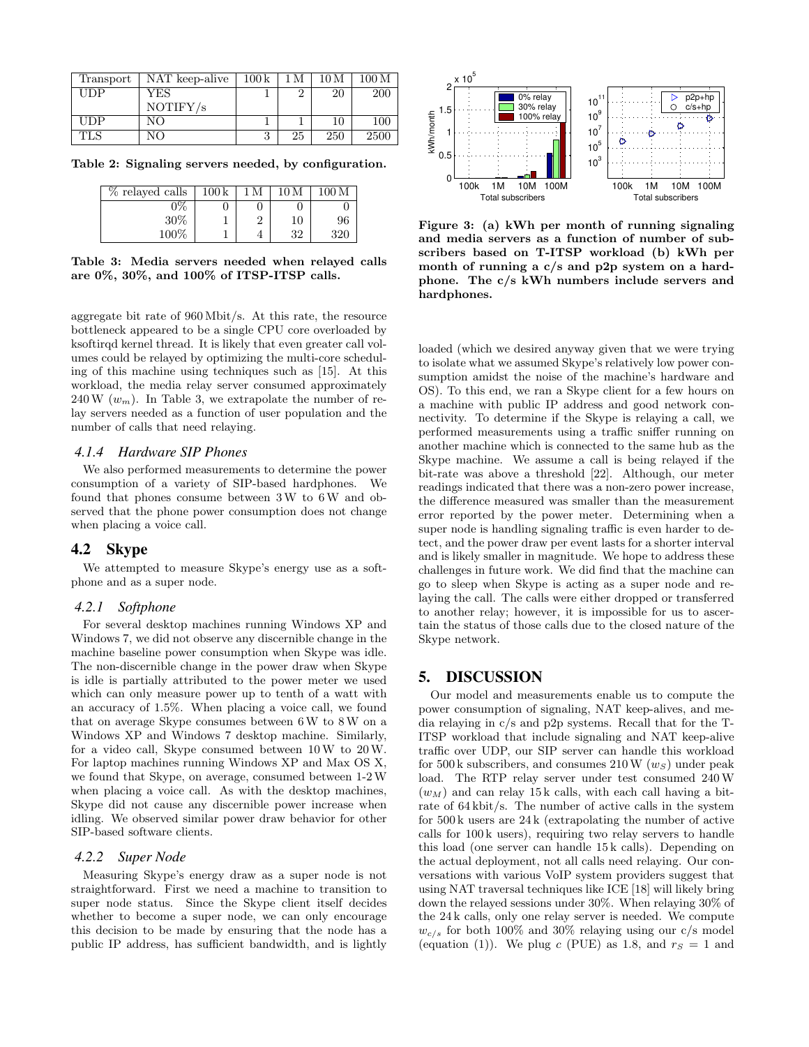| Transport | NAT keep-alive | 100 k | 1 M | 10 M | 100 M |
|---|---|---|---|---|---|
| UDP | YES NOTIFY/s | 1 | 2 | 20 | 200 |
| UDP | NO | 1 | 1 | 10 | 100 |
| TLS | NO | 3 | 25 | 250 | 2500 |

**Table 2: Signaling servers needed, by configuration.**

| % relayed calls | 100 k | 1 M | 10 M | 100 M |
|---|---|---|---|---|
| 0% | 0 | 0 | 0 | 0 |
| 30% | 1 | 2 | 10 | 96 |
| 100% | 1 | 4 | 32 | 320 |

**Table 3: Media servers needed when relayed calls are 0%, 30%, and 100% of ITSP-ITSP calls.**

aggregate bit rate of 960 Mbit/s. At this rate, the resource bottleneck appeared to be a single CPU core overloaded by ksoftirqd kernel thread. It is likely that even greater call volumes could be relayed by optimizing the multi-core scheduling of this machine using techniques such as [15]. At this workload, the media relay server consumed approximately 240 W ($w_m$). In Table 3, we extrapolate the number of relay servers needed as a function of user population and the number of calls that need relaying.

### 4.1.4 Hardware SIP Phones

We also performed measurements to determine the power consumption of a variety of SIP-based hardphones. We found that phones consume between 3 W to 6 W and observed that the phone power consumption does not change when placing a voice call.

## 4.2 Skype

We attempted to measure Skype's energy use as a softphone and as a super node.

### 4.2.1 Softphone

For several desktop machines running Windows XP and Windows 7, we did not observe any discernible change in the machine baseline power consumption when Skype was idle. The non-discernible change in the power draw when Skype is idle is partially attributed to the power meter we used which can only measure power up to tenth of a watt with an accuracy of 1.5%. When placing a voice call, we found that on average Skype consumes between 6 W to 8 W on a Windows XP and Windows 7 desktop machine. Similarly, for a video call, Skype consumed between 10 W to 20 W. For laptop machines running Windows XP and Max OS X, we found that Skype, on average, consumed between 1-2 W when placing a voice call. As with the desktop machines, Skype did not cause any discernible power increase when idling. We observed similar power draw behavior for other SIP-based software clients.

### 4.2.2 Super Node

Measuring Skype's energy draw as a super node is not straightforward. First we need a machine to transition to super node status. Since the Skype client itself decides whether to become a super node, we can only encourage this decision to be made by ensuring that the node has a public IP address, has sufficient bandwidth, and is lightly loaded (which we desired anyway given that we were trying to isolate what we assumed Skype's relatively low power consumption amidst the noise of the machine's hardware and OS). To this end, we ran a Skype client for a few hours on a machine with public IP address and good network connectivity. To determine if the Skype is relaying a call, we performed measurements using a traffic sniffer running on another machine which is connected to the same hub as the Skype machine. We assume a call is being relayed if the bit-rate was above a threshold [22]. Although, our meter readings indicated that there was a non-zero power increase, the difference measured was smaller than the measurement error reported by the power meter. Determining when a super node is handling signaling traffic is even harder to detect, and the power draw per event lasts for a shorter interval and is likely smaller in magnitude. We hope to address these challenges in future work. We did find that the machine can go to sleep when Skype is acting as a super node and relaying the call. The calls were either dropped or transferred to another relay; however, it is impossible for us to ascertain the status of those calls due to the closed nature of the Skype network.

**Figure 3: (a) kWh per month of running signaling and media servers as a function of number of subscribers based on T-ITSP workload (b) kWh per month of running a c/s and p2p system on a hardphone. The c/s kWh numbers include servers and hardphones.**

## 5. DISCUSSION

Our model and measurements enable us to compute the power consumption of signaling, NAT keep-alives, and media relaying in c/s and p2p systems. Recall that for the T-ITSP workload that include signaling and NAT keep-alive traffic over UDP, our SIP server can handle this workload for 500 k subscribers, and consumes 210 W ($w_S$) under peak load. The RTP relay server under test consumed 240 W ($w_M$) and can relay 15 k calls, with each call having a bit-rate of 64 kbit/s. The number of active calls in the system for 500 k users are 24 k (extrapolating the number of active calls for 100 k users), requiring two relay servers to handle this load (one server can handle 15 k calls). Depending on the actual deployment, not all calls need relaying. Our conversations with various VoIP system providers suggest that using NAT traversal techniques like ICE [18] will likely bring down the relayed sessions under 30%. When relaying 30% of the 24 k calls, only one relay server is needed. We compute $w_{c/s}$ for both 100% and 30% relaying using our c/s model (equation (1)). We plug $c$ (PUE) as 1.8, and $r_S = 1$ and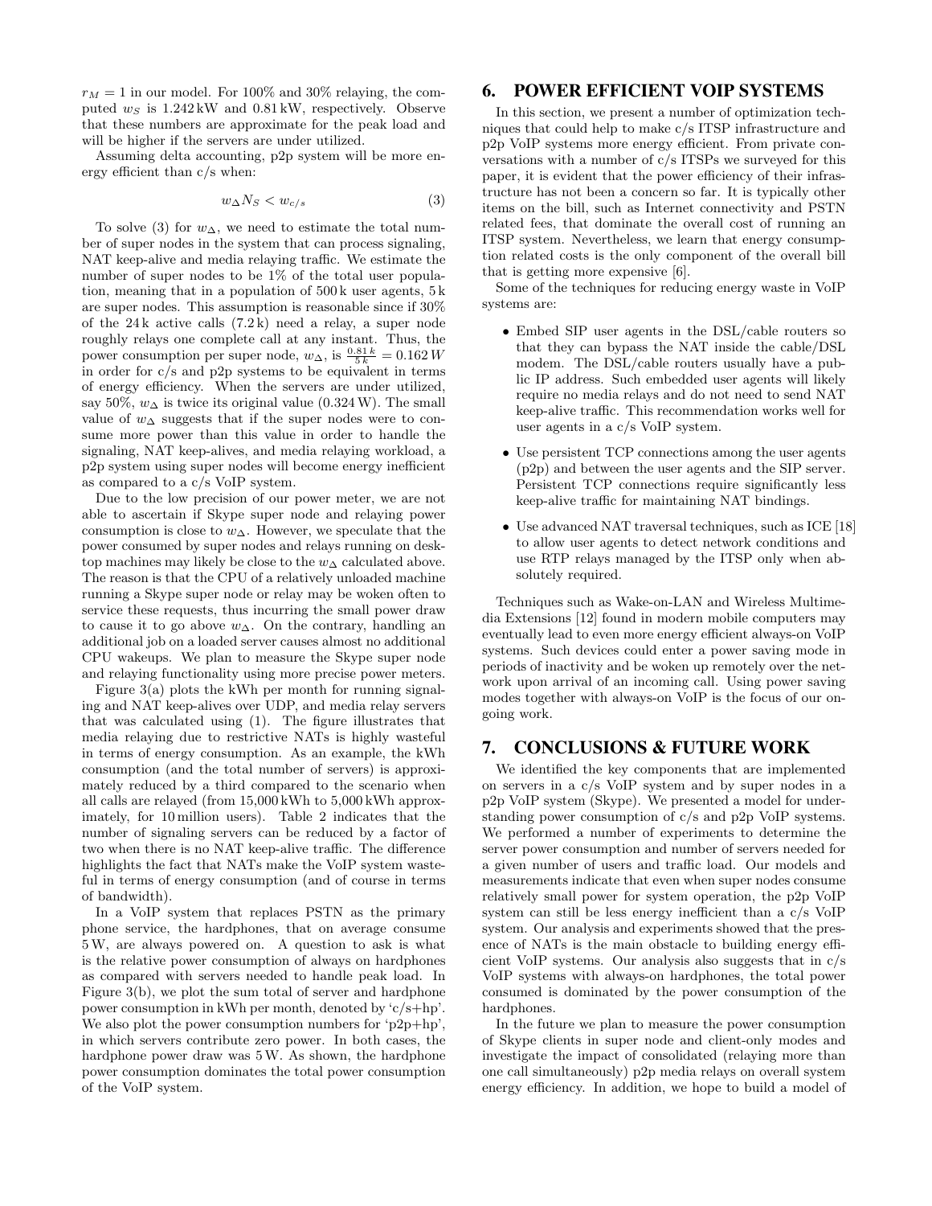$r_M = 1$ in our model. For 100% and 30% relaying, the computed $w_S$ is 1.242 kW and 0.81 kW, respectively. Observe that these numbers are approximate for the peak load and will be higher if the servers are under utilized.

Assuming delta accounting, p2p system will be more energy efficient than c/s when:

$$w_{\Delta} N_S < w_{c/s} \tag{3}$$

To solve (3) for $w_{\Delta}$, we need to estimate the total number of super nodes in the system that can process signaling, NAT keep-alive and media relaying traffic. We estimate the number of super nodes to be 1% of the total user population, meaning that in a population of 500 k user agents, 5 k are super nodes. This assumption is reasonable since if 30% of the 24 k active calls (7.2 k) need a relay, a super node roughly relays one complete call at any instant. Thus, the power consumption per super node, $w_{\Delta}$, is $\frac{0.81\,k}{5\,k} = 0.162\,W$ in order for c/s and p2p systems to be equivalent in terms of energy efficiency. When the servers are under utilized, say 50%, $w_{\Delta}$ is twice its original value (0.324 W). The small value of $w_{\Delta}$ suggests that if the super nodes were to consume more power than this value in order to handle the signaling, NAT keep-alives, and media relaying workload, a p2p system using super nodes will become energy inefficient as compared to a c/s VoIP system.

Due to the low precision of our power meter, we are not able to ascertain if Skype super node and relaying power consumption is close to $w_{\Delta}$. However, we speculate that the power consumed by super nodes and relays running on desktop machines may likely be close to the $w_{\Delta}$ calculated above. The reason is that the CPU of a relatively unloaded machine running a Skype super node or relay may be woken often to service these requests, thus incurring the small power draw to cause it to go above $w_{\Delta}$. On the contrary, handling an additional job on a loaded server causes almost no additional CPU wakeups. We plan to measure the Skype super node and relaying functionality using more precise power meters.

Figure 3(a) plots the kWh per month for running signaling and NAT keep-alives over UDP, and media relay servers that was calculated using (1). The figure illustrates that media relaying due to restrictive NATs is highly wasteful in terms of energy consumption. As an example, the kWh consumption (and the total number of servers) is approximately reduced by a third compared to the scenario when all calls are relayed (from 15,000 kWh to 5,000 kWh approximately, for 10 million users). Table 2 indicates that the number of signaling servers can be reduced by a factor of two when there is no NAT keep-alive traffic. The difference highlights the fact that NATs make the VoIP system wasteful in terms of energy consumption (and of course in terms of bandwidth).

In a VoIP system that replaces PSTN as the primary phone service, the hardphones, that on average consume 5 W, are always powered on. A question to ask is what is the relative power consumption of always on hardphones as compared with servers needed to handle peak load. In Figure 3(b), we plot the sum total of server and hardphone power consumption in kWh per month, denoted by 'c/s+hp'. We also plot the power consumption numbers for 'p2p+hp', in which servers contribute zero power. In both cases, the hardphone power draw was 5 W. As shown, the hardphone power consumption dominates the total power consumption of the VoIP system.

# 6. POWER EFFICIENT VOIP SYSTEMS

In this section, we present a number of optimization techniques that could help to make c/s ITSP infrastructure and p2p VoIP systems more energy efficient. From private conversations with a number of c/s ITSPs we surveyed for this paper, it is evident that the power efficiency of their infrastructure has not been a concern so far. It is typically other items on the bill, such as Internet connectivity and PSTN related fees, that dominate the overall cost of running an ITSP system. Nevertheless, we learn that energy consumption related costs is the only component of the overall bill that is getting more expensive [6].

Some of the techniques for reducing energy waste in VoIP systems are:

- Embed SIP user agents in the DSL/cable routers so that they can bypass the NAT inside the cable/DSL modem. The DSL/cable routers usually have a public IP address. Such embedded user agents will likely require no media relays and do not need to send NAT keep-alive traffic. This recommendation works well for user agents in a c/s VoIP system.
- Use persistent TCP connections among the user agents (p2p) and between the user agents and the SIP server. Persistent TCP connections require significantly less keep-alive traffic for maintaining NAT bindings.
- Use advanced NAT traversal techniques, such as ICE [18] to allow user agents to detect network conditions and use RTP relays managed by the ITSP only when absolutely required.

Techniques such as Wake-on-LAN and Wireless Multimedia Extensions [12] found in modern mobile computers may eventually lead to even more energy efficient always-on VoIP systems. Such devices could enter a power saving mode in periods of inactivity and be woken up remotely over the network upon arrival of an incoming call. Using power saving modes together with always-on VoIP is the focus of our ongoing work.

# 7. CONCLUSIONS & FUTURE WORK

We identified the key components that are implemented on servers in a c/s VoIP system and by super nodes in a p2p VoIP system (Skype). We presented a model for understanding power consumption of c/s and p2p VoIP systems. We performed a number of experiments to determine the server power consumption and number of servers needed for a given number of users and traffic load. Our models and measurements indicate that even when super nodes consume relatively small power for system operation, the p2p VoIP system can still be less energy inefficient than a c/s VoIP system. Our analysis and experiments showed that the presence of NATs is the main obstacle to building energy efficient VoIP systems. Our analysis also suggests that in c/s VoIP systems with always-on hardphones, the total power consumed is dominated by the power consumption of the hardphones.

In the future we plan to measure the power consumption of Skype clients in super node and client-only modes and investigate the impact of consolidated (relaying more than one call simultaneously) p2p media relays on overall system energy efficiency. In addition, we hope to build a model of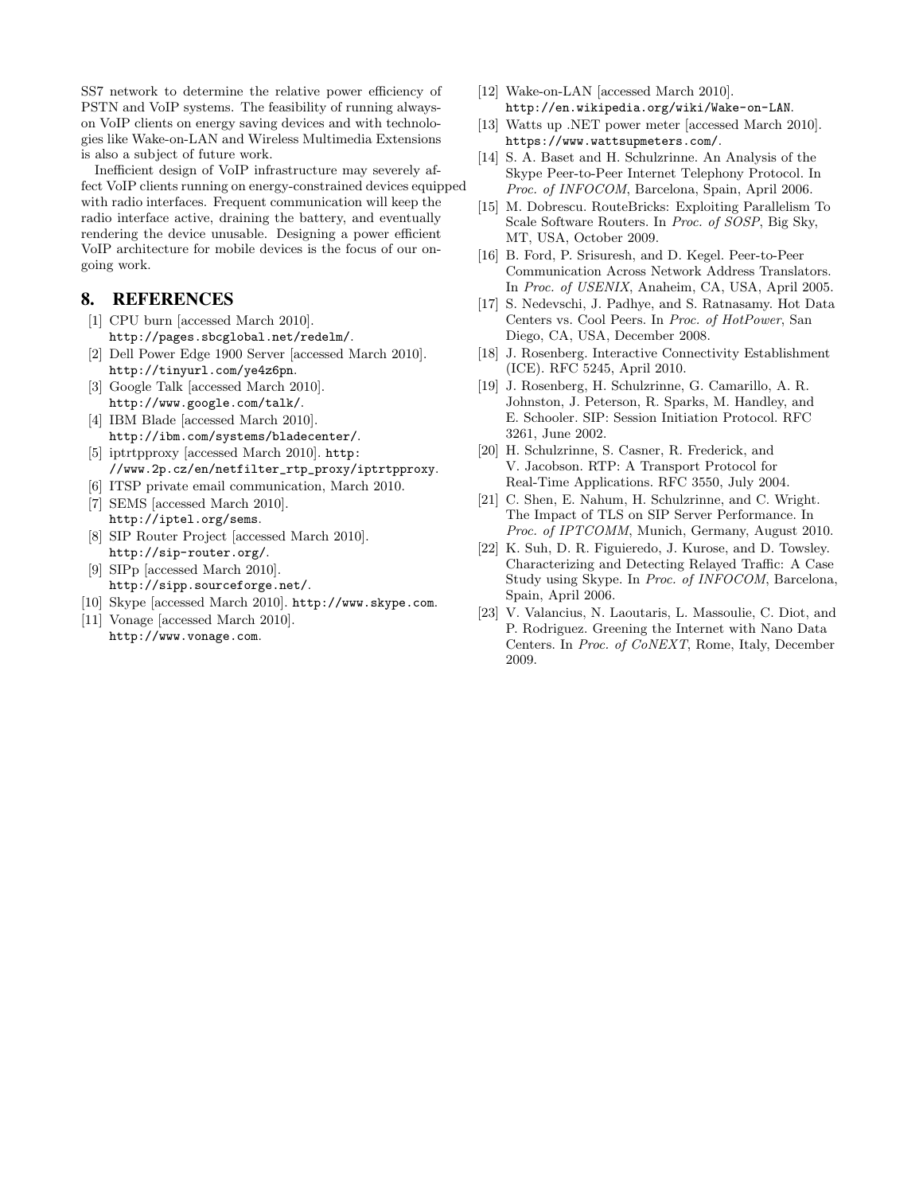SS7 network to determine the relative power efficiency of PSTN and VoIP systems. The feasibility of running always-on VoIP clients on energy saving devices and with technologies like Wake-on-LAN and Wireless Multimedia Extensions is also a subject of future work.

Inefficient design of VoIP infrastructure may severely affect VoIP clients running on energy-constrained devices equipped with radio interfaces. Frequent communication will keep the radio interface active, draining the battery, and eventually rendering the device unusable. Designing a power efficient VoIP architecture for mobile devices is the focus of our ongoing work.

## 8. REFERENCES

[1] CPU burn [accessed March 2010]. http://pages.sbcglobal.net/redelm/.

[2] Dell Power Edge 1900 Server [accessed March 2010]. http://tinyurl.com/ye4z6pn.

[3] Google Talk [accessed March 2010]. http://www.google.com/talk/.

[4] IBM Blade [accessed March 2010]. http://ibm.com/systems/bladecenter/.

[5] iptrtpproxy [accessed March 2010]. http://www.2p.cz/en/netfilter_rtp_proxy/iptrtpproxy.

[6] ITSP private email communication, March 2010.

[7] SEMS [accessed March 2010]. http://iptel.org/sems.

[8] SIP Router Project [accessed March 2010]. http://sip-router.org/.

[9] SIPp [accessed March 2010]. http://sipp.sourceforge.net/.

[10] Skype [accessed March 2010]. http://www.skype.com.

[11] Vonage [accessed March 2010]. http://www.vonage.com.

[12] Wake-on-LAN [accessed March 2010]. http://en.wikipedia.org/wiki/Wake-on-LAN.

[13] Watts up .NET power meter [accessed March 2010]. https://www.wattsupmeters.com/.

[14] S. A. Baset and H. Schulzrinne. An Analysis of the Skype Peer-to-Peer Internet Telephony Protocol. In *Proc. of INFOCOM*, Barcelona, Spain, April 2006.

[15] M. Dobrescu. RouteBricks: Exploiting Parallelism To Scale Software Routers. In *Proc. of SOSP*, Big Sky, MT, USA, October 2009.

[16] B. Ford, P. Srisuresh, and D. Kegel. Peer-to-Peer Communication Across Network Address Translators. In *Proc. of USENIX*, Anaheim, CA, USA, April 2005.

[17] S. Nedevschi, J. Padhye, and S. Ratnasamy. Hot Data Centers vs. Cool Peers. In *Proc. of HotPower*, San Diego, CA, USA, December 2008.

[18] J. Rosenberg. Interactive Connectivity Establishment (ICE). RFC 5245, April 2010.

[19] J. Rosenberg, H. Schulzrinne, G. Camarillo, A. R. Johnston, J. Peterson, R. Sparks, M. Handley, and E. Schooler. SIP: Session Initiation Protocol. RFC 3261, June 2002.

[20] H. Schulzrinne, S. Casner, R. Frederick, and V. Jacobson. RTP: A Transport Protocol for Real-Time Applications. RFC 3550, July 2004.

[21] C. Shen, E. Nahum, H. Schulzrinne, and C. Wright. The Impact of TLS on SIP Server Performance. In *Proc. of IPTCOMM*, Munich, Germany, August 2010.

[22] K. Suh, D. R. Figuieredo, J. Kurose, and D. Towsley. Characterizing and Detecting Relayed Traffic: A Case Study using Skype. In *Proc. of INFOCOM*, Barcelona, Spain, April 2006.

[23] V. Valancius, N. Laoutaris, L. Massoulie, C. Diot, and P. Rodriguez. Greening the Internet with Nano Data Centers. In *Proc. of CoNEXT*, Rome, Italy, December 2009.